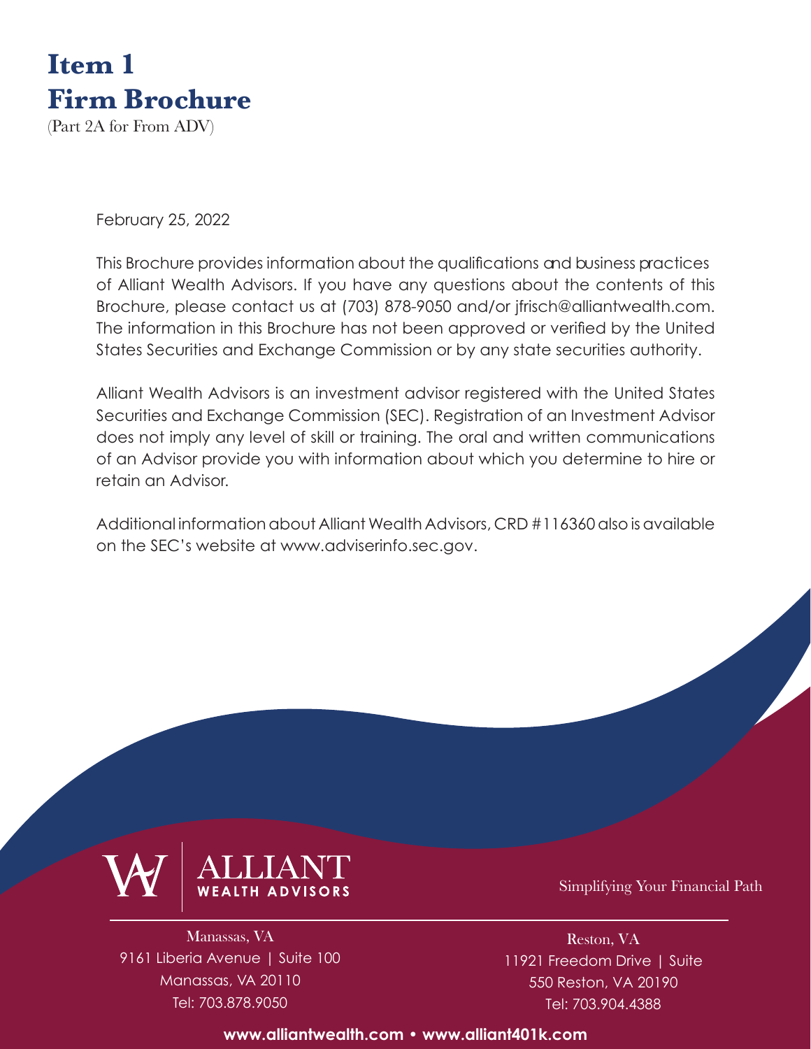# Item 1
# Firm Brochure

(Part 2A for From ADV)

February 25, 2022

This Brochure provides information about the qualifications and business practices of Alliant Wealth Advisors. If you have any questions about the contents of this Brochure, please contact us at (703) 878-9050 and/or jfrisch@alliantwealth.com. The information in this Brochure has not been approved or verified by the United States Securities and Exchange Commission or by any state securities authority.

Alliant Wealth Advisors is an investment advisor registered with the United States Securities and Exchange Commission (SEC). Registration of an Investment Advisor does not imply any level of skill or training. The oral and written communications of an Advisor provide you with information about which you determine to hire or retain an Advisor.

Additional information about Alliant Wealth Advisors, CRD #116360 also is available on the SEC's website at www.adviserinfo.sec.gov.

ALLIANT WEALTH ADVISORS

Simplifying Your Financial Path

Manassas, VA
9161 Liberia Avenue | Suite 100
Manassas, VA 20110
Tel: 703.878.9050

Reston, VA
11921 Freedom Drive | Suite 550 Reston, VA 20190
Tel: 703.904.4388

www.alliantwealth.com • www.alliant401k.com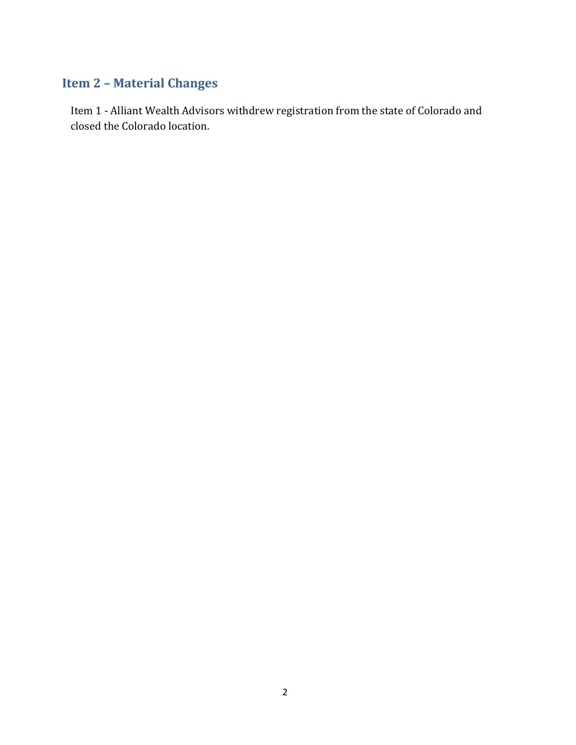## Item 2 – Material Changes

Item 1 - Alliant Wealth Advisors withdrew registration from the state of Colorado and closed the Colorado location.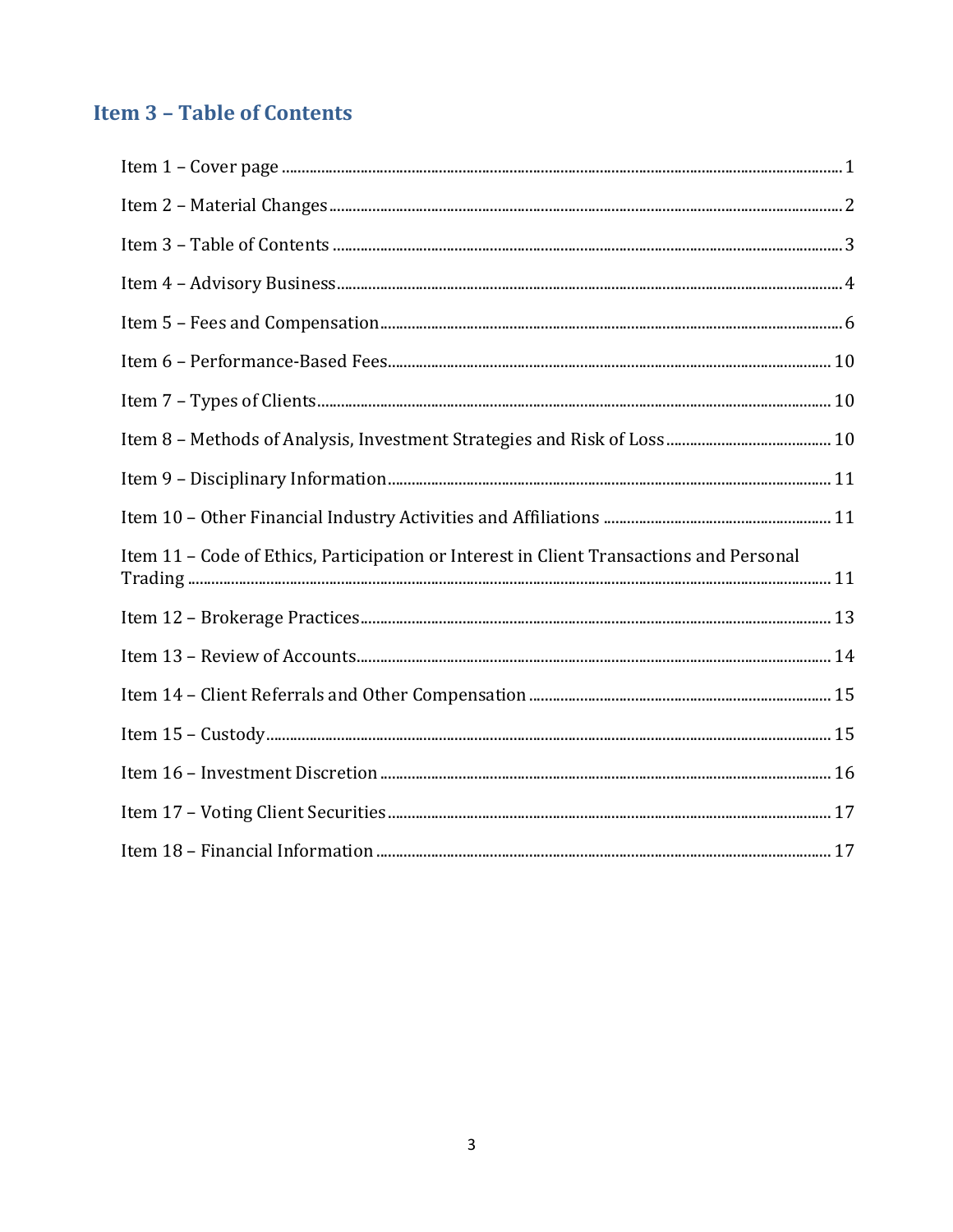## Item 3 – Table of Contents

Item 1 – Cover page ........................................................ 1

Item 2 – Material Changes ........................................................ 2

Item 3 – Table of Contents ........................................................ 3

Item 4 – Advisory Business ........................................................ 4

Item 5 – Fees and Compensation ........................................................ 6

Item 6 – Performance-Based Fees ........................................................ 10

Item 7 – Types of Clients ........................................................ 10

Item 8 – Methods of Analysis, Investment Strategies and Risk of Loss ........................................................ 10

Item 9 – Disciplinary Information ........................................................ 11

Item 10 – Other Financial Industry Activities and Affiliations ........................................................ 11

Item 11 – Code of Ethics, Participation or Interest in Client Transactions and Personal Trading ........................................................ 11

Item 12 – Brokerage Practices ........................................................ 13

Item 13 – Review of Accounts ........................................................ 14

Item 14 – Client Referrals and Other Compensation ........................................................ 15

Item 15 – Custody ........................................................ 15

Item 16 – Investment Discretion ........................................................ 16

Item 17 – Voting Client Securities ........................................................ 17

Item 18 – Financial Information ........................................................ 17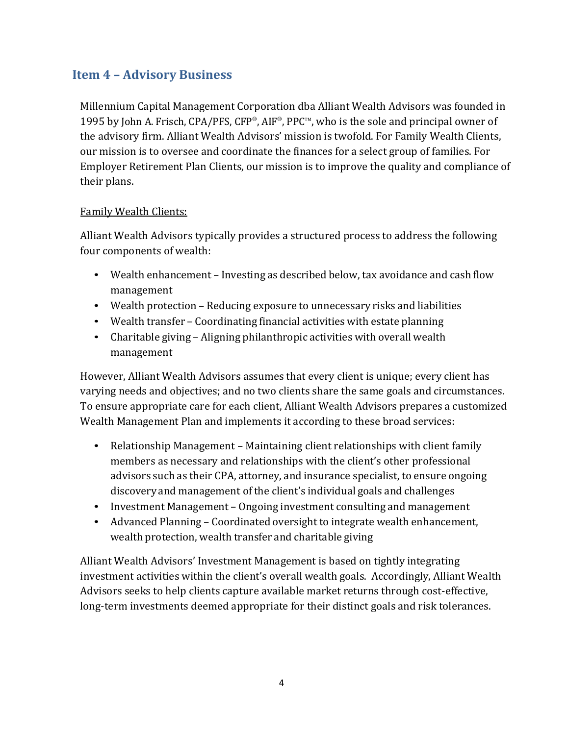## Item 4 – Advisory Business

Millennium Capital Management Corporation dba Alliant Wealth Advisors was founded in 1995 by John A. Frisch, CPA/PFS, CFP®, AIF®, PPC™, who is the sole and principal owner of the advisory firm. Alliant Wealth Advisors' mission is twofold. For Family Wealth Clients, our mission is to oversee and coordinate the finances for a select group of families. For Employer Retirement Plan Clients, our mission is to improve the quality and compliance of their plans.

Family Wealth Clients:

Alliant Wealth Advisors typically provides a structured process to address the following four components of wealth:

- Wealth enhancement – Investing as described below, tax avoidance and cash flow management
- Wealth protection – Reducing exposure to unnecessary risks and liabilities
- Wealth transfer – Coordinating financial activities with estate planning
- Charitable giving – Aligning philanthropic activities with overall wealth management

However, Alliant Wealth Advisors assumes that every client is unique; every client has varying needs and objectives; and no two clients share the same goals and circumstances. To ensure appropriate care for each client, Alliant Wealth Advisors prepares a customized Wealth Management Plan and implements it according to these broad services:

- Relationship Management – Maintaining client relationships with client family members as necessary and relationships with the client's other professional advisors such as their CPA, attorney, and insurance specialist, to ensure ongoing discovery and management of the client's individual goals and challenges
- Investment Management – Ongoing investment consulting and management
- Advanced Planning – Coordinated oversight to integrate wealth enhancement, wealth protection, wealth transfer and charitable giving

Alliant Wealth Advisors' Investment Management is based on tightly integrating investment activities within the client's overall wealth goals. Accordingly, Alliant Wealth Advisors seeks to help clients capture available market returns through cost-effective, long-term investments deemed appropriate for their distinct goals and risk tolerances.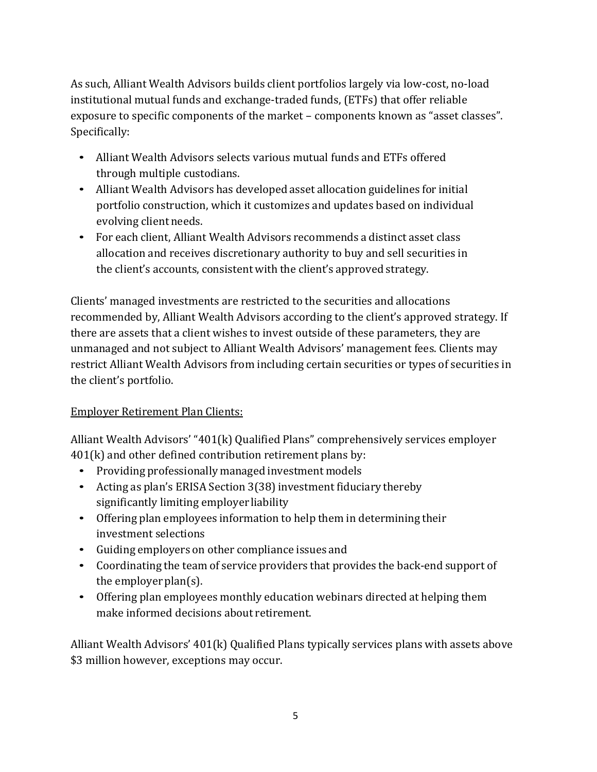As such, Alliant Wealth Advisors builds client portfolios largely via low-cost, no-load institutional mutual funds and exchange-traded funds, (ETFs) that offer reliable exposure to specific components of the market – components known as "asset classes". Specifically:

- Alliant Wealth Advisors selects various mutual funds and ETFs offered through multiple custodians.
- Alliant Wealth Advisors has developed asset allocation guidelines for initial portfolio construction, which it customizes and updates based on individual evolving client needs.
- For each client, Alliant Wealth Advisors recommends a distinct asset class allocation and receives discretionary authority to buy and sell securities in the client's accounts, consistent with the client's approved strategy.

Clients' managed investments are restricted to the securities and allocations recommended by, Alliant Wealth Advisors according to the client's approved strategy. If there are assets that a client wishes to invest outside of these parameters, they are unmanaged and not subject to Alliant Wealth Advisors' management fees. Clients may restrict Alliant Wealth Advisors from including certain securities or types of securities in the client's portfolio.

Employer Retirement Plan Clients:

Alliant Wealth Advisors' "401(k) Qualified Plans" comprehensively services employer 401(k) and other defined contribution retirement plans by:

- Providing professionally managed investment models
- Acting as plan's ERISA Section 3(38) investment fiduciary thereby significantly limiting employer liability
- Offering plan employees information to help them in determining their investment selections
- Guiding employers on other compliance issues and
- Coordinating the team of service providers that provides the back-end support of the employer plan(s).
- Offering plan employees monthly education webinars directed at helping them make informed decisions about retirement.

Alliant Wealth Advisors' 401(k) Qualified Plans typically services plans with assets above $3 million however, exceptions may occur.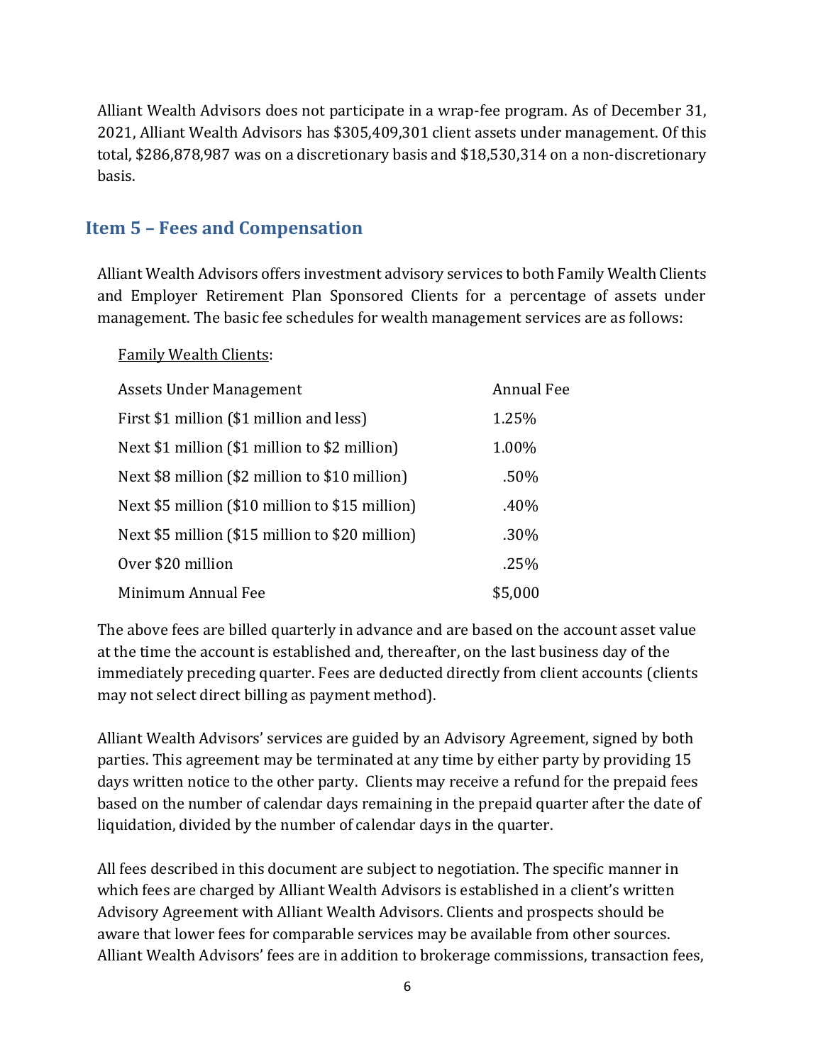Alliant Wealth Advisors does not participate in a wrap-fee program. As of December 31, 2021, Alliant Wealth Advisors has $305,409,301 client assets under management. Of this total, $286,878,987 was on a discretionary basis and $18,530,314 on a non-discretionary basis.

## Item 5 – Fees and Compensation

Alliant Wealth Advisors offers investment advisory services to both Family Wealth Clients and Employer Retirement Plan Sponsored Clients for a percentage of assets under management. The basic fee schedules for wealth management services are as follows:

<u>Family Wealth Clients</u>:

| Assets Under Management | Annual Fee |
|---|---|
| First $1 million ($1 million and less) | 1.25% |
| Next $1 million ($1 million to $2 million) | 1.00% |
| Next $8 million ($2 million to $10 million) | .50% |
| Next $5 million ($10 million to $15 million) | .40% |
| Next $5 million ($15 million to $20 million) | .30% |
| Over $20 million | .25% |
| Minimum Annual Fee | $5,000 |

The above fees are billed quarterly in advance and are based on the account asset value at the time the account is established and, thereafter, on the last business day of the immediately preceding quarter. Fees are deducted directly from client accounts (clients may not select direct billing as payment method).

Alliant Wealth Advisors' services are guided by an Advisory Agreement, signed by both parties. This agreement may be terminated at any time by either party by providing 15 days written notice to the other party. Clients may receive a refund for the prepaid fees based on the number of calendar days remaining in the prepaid quarter after the date of liquidation, divided by the number of calendar days in the quarter.

All fees described in this document are subject to negotiation. The specific manner in which fees are charged by Alliant Wealth Advisors is established in a client's written Advisory Agreement with Alliant Wealth Advisors. Clients and prospects should be aware that lower fees for comparable services may be available from other sources. Alliant Wealth Advisors' fees are in addition to brokerage commissions, transaction fees,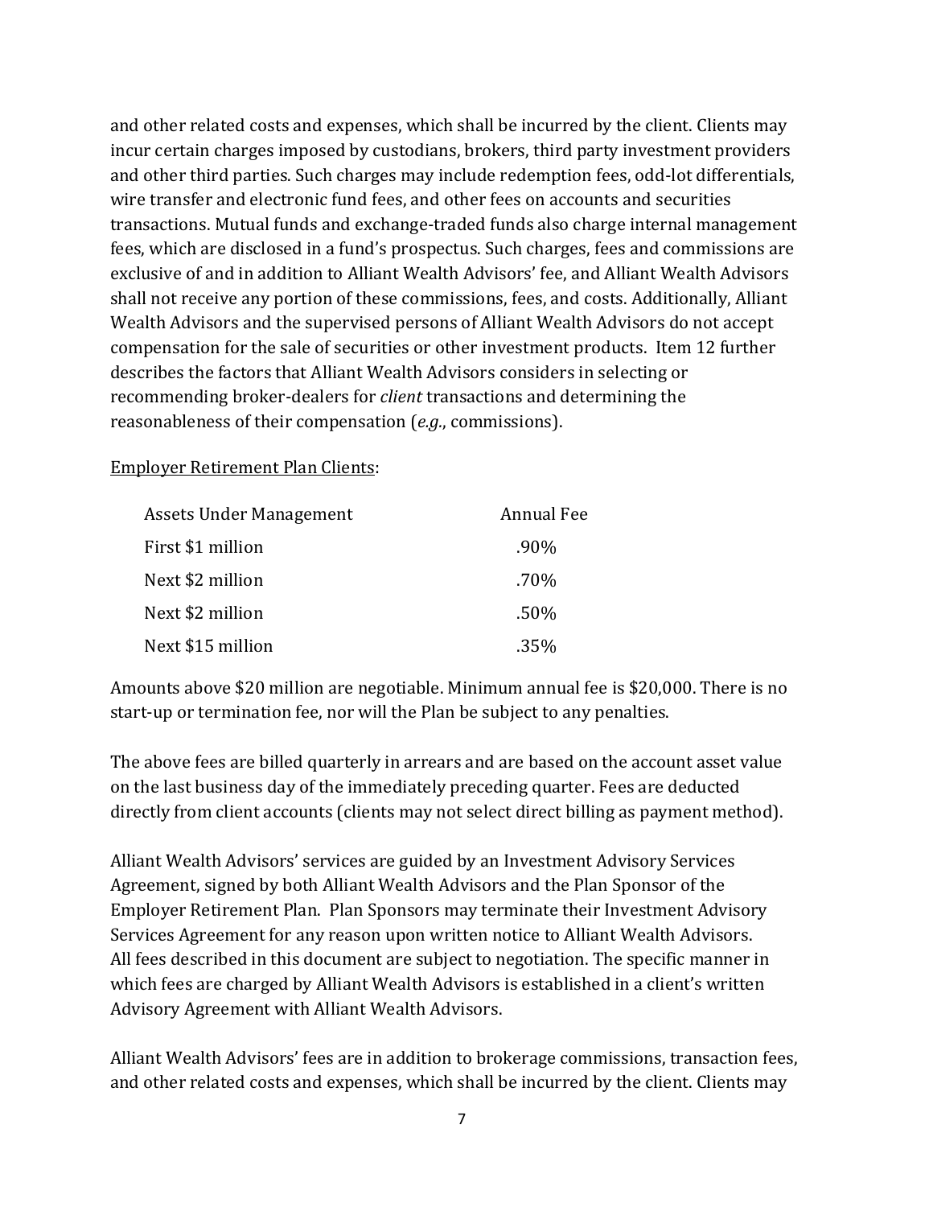and other related costs and expenses, which shall be incurred by the client. Clients may incur certain charges imposed by custodians, brokers, third party investment providers and other third parties. Such charges may include redemption fees, odd-lot differentials, wire transfer and electronic fund fees, and other fees on accounts and securities transactions. Mutual funds and exchange-traded funds also charge internal management fees, which are disclosed in a fund's prospectus. Such charges, fees and commissions are exclusive of and in addition to Alliant Wealth Advisors' fee, and Alliant Wealth Advisors shall not receive any portion of these commissions, fees, and costs. Additionally, Alliant Wealth Advisors and the supervised persons of Alliant Wealth Advisors do not accept compensation for the sale of securities or other investment products. Item 12 further describes the factors that Alliant Wealth Advisors considers in selecting or recommending broker-dealers for *client* transactions and determining the reasonableness of their compensation (*e.g.*, commissions).

<u>Employer Retirement Plan Clients</u>:

| Assets Under Management | Annual Fee |
|---|---|
| First $1 million | .90% |
| Next $2 million | .70% |
| Next $2 million | .50% |
| Next $15 million | .35% |

Amounts above $20 million are negotiable. Minimum annual fee is $20,000. There is no start-up or termination fee, nor will the Plan be subject to any penalties.

The above fees are billed quarterly in arrears and are based on the account asset value on the last business day of the immediately preceding quarter. Fees are deducted directly from client accounts (clients may not select direct billing as payment method).

Alliant Wealth Advisors' services are guided by an Investment Advisory Services Agreement, signed by both Alliant Wealth Advisors and the Plan Sponsor of the Employer Retirement Plan. Plan Sponsors may terminate their Investment Advisory Services Agreement for any reason upon written notice to Alliant Wealth Advisors. All fees described in this document are subject to negotiation. The specific manner in which fees are charged by Alliant Wealth Advisors is established in a client's written Advisory Agreement with Alliant Wealth Advisors.

Alliant Wealth Advisors' fees are in addition to brokerage commissions, transaction fees, and other related costs and expenses, which shall be incurred by the client. Clients may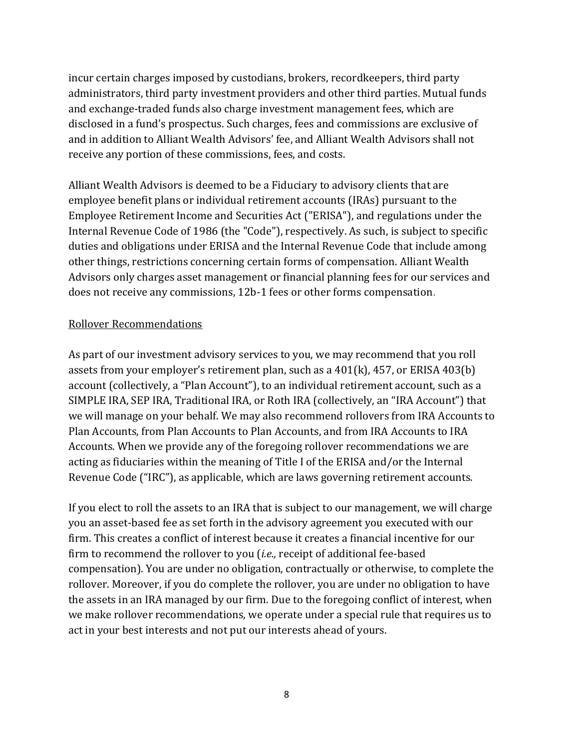incur certain charges imposed by custodians, brokers, recordkeepers, third party administrators, third party investment providers and other third parties. Mutual funds and exchange-traded funds also charge investment management fees, which are disclosed in a fund's prospectus. Such charges, fees and commissions are exclusive of and in addition to Alliant Wealth Advisors' fee, and Alliant Wealth Advisors shall not receive any portion of these commissions, fees, and costs.

Alliant Wealth Advisors is deemed to be a Fiduciary to advisory clients that are employee benefit plans or individual retirement accounts (IRAs) pursuant to the Employee Retirement Income and Securities Act ("ERISA"), and regulations under the Internal Revenue Code of 1986 (the "Code"), respectively. As such, is subject to specific duties and obligations under ERISA and the Internal Revenue Code that include among other things, restrictions concerning certain forms of compensation. Alliant Wealth Advisors only charges asset management or financial planning fees for our services and does not receive any commissions, 12b-1 fees or other forms compensation.

<u>Rollover Recommendations</u>

As part of our investment advisory services to you, we may recommend that you roll assets from your employer's retirement plan, such as a 401(k), 457, or ERISA 403(b) account (collectively, a "Plan Account"), to an individual retirement account, such as a SIMPLE IRA, SEP IRA, Traditional IRA, or Roth IRA (collectively, an "IRA Account") that we will manage on your behalf. We may also recommend rollovers from IRA Accounts to Plan Accounts, from Plan Accounts to Plan Accounts, and from IRA Accounts to IRA Accounts. When we provide any of the foregoing rollover recommendations we are acting as fiduciaries within the meaning of Title I of the ERISA and/or the Internal Revenue Code ("IRC"), as applicable, which are laws governing retirement accounts.

If you elect to roll the assets to an IRA that is subject to our management, we will charge you an asset-based fee as set forth in the advisory agreement you executed with our firm. This creates a conflict of interest because it creates a financial incentive for our firm to recommend the rollover to you (*i.e.,* receipt of additional fee-based compensation). You are under no obligation, contractually or otherwise, to complete the rollover. Moreover, if you do complete the rollover, you are under no obligation to have the assets in an IRA managed by our firm. Due to the foregoing conflict of interest, when we make rollover recommendations, we operate under a special rule that requires us to act in your best interests and not put our interests ahead of yours.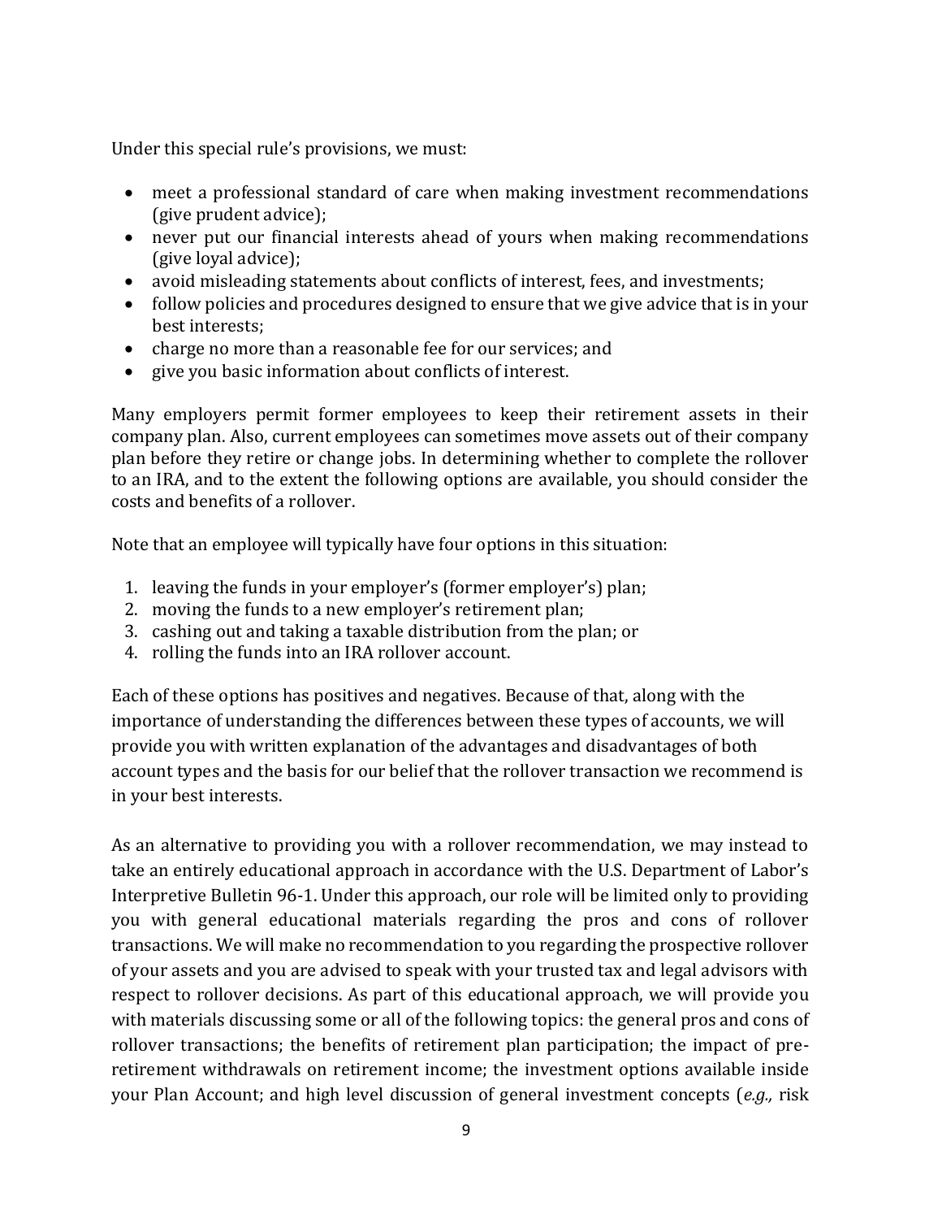Under this special rule's provisions, we must:

- meet a professional standard of care when making investment recommendations (give prudent advice);
- never put our financial interests ahead of yours when making recommendations (give loyal advice);
- avoid misleading statements about conflicts of interest, fees, and investments;
- follow policies and procedures designed to ensure that we give advice that is in your best interests;
- charge no more than a reasonable fee for our services; and
- give you basic information about conflicts of interest.

Many employers permit former employees to keep their retirement assets in their company plan. Also, current employees can sometimes move assets out of their company plan before they retire or change jobs. In determining whether to complete the rollover to an IRA, and to the extent the following options are available, you should consider the costs and benefits of a rollover.

Note that an employee will typically have four options in this situation:

1. leaving the funds in your employer's (former employer's) plan;
2. moving the funds to a new employer's retirement plan;
3. cashing out and taking a taxable distribution from the plan; or
4. rolling the funds into an IRA rollover account.

Each of these options has positives and negatives. Because of that, along with the importance of understanding the differences between these types of accounts, we will provide you with written explanation of the advantages and disadvantages of both account types and the basis for our belief that the rollover transaction we recommend is in your best interests.

As an alternative to providing you with a rollover recommendation, we may instead to take an entirely educational approach in accordance with the U.S. Department of Labor's Interpretive Bulletin 96-1. Under this approach, our role will be limited only to providing you with general educational materials regarding the pros and cons of rollover transactions. We will make no recommendation to you regarding the prospective rollover of your assets and you are advised to speak with your trusted tax and legal advisors with respect to rollover decisions. As part of this educational approach, we will provide you with materials discussing some or all of the following topics: the general pros and cons of rollover transactions; the benefits of retirement plan participation; the impact of pre-retirement withdrawals on retirement income; the investment options available inside your Plan Account; and high level discussion of general investment concepts (*e.g.,* risk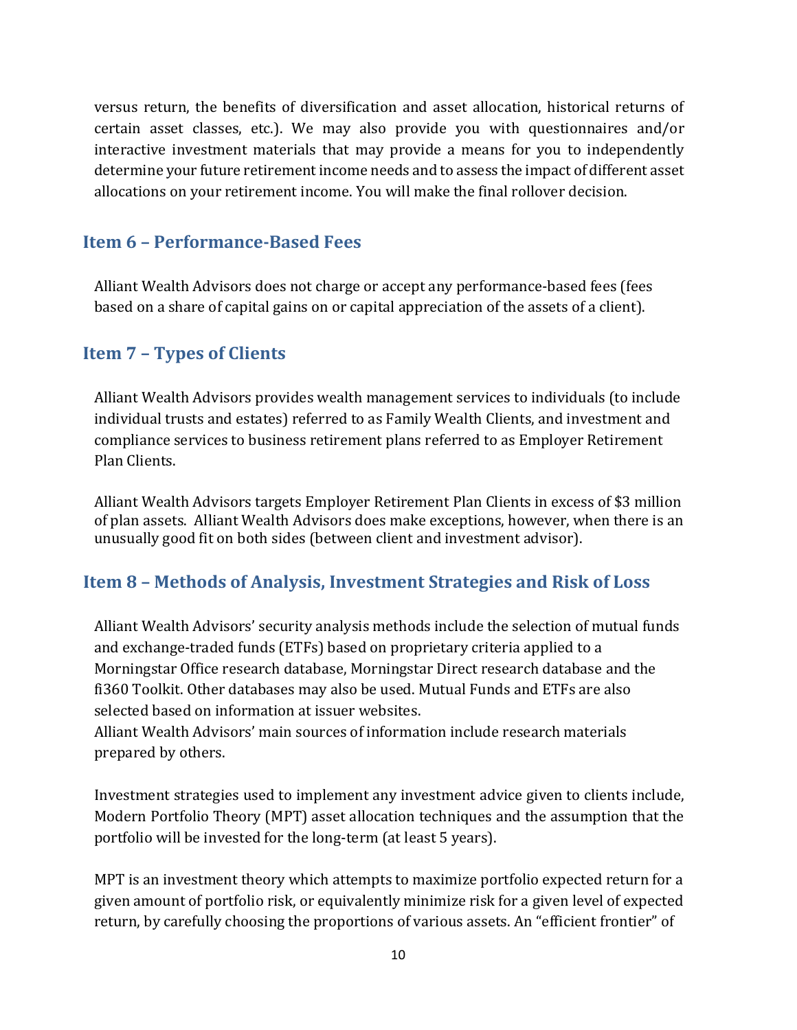versus return, the benefits of diversification and asset allocation, historical returns of certain asset classes, etc.). We may also provide you with questionnaires and/or interactive investment materials that may provide a means for you to independently determine your future retirement income needs and to assess the impact of different asset allocations on your retirement income. You will make the final rollover decision.

## Item 6 – Performance-Based Fees

Alliant Wealth Advisors does not charge or accept any performance-based fees (fees based on a share of capital gains on or capital appreciation of the assets of a client).

## Item 7 – Types of Clients

Alliant Wealth Advisors provides wealth management services to individuals (to include individual trusts and estates) referred to as Family Wealth Clients, and investment and compliance services to business retirement plans referred to as Employer Retirement Plan Clients.

Alliant Wealth Advisors targets Employer Retirement Plan Clients in excess of $3 million of plan assets. Alliant Wealth Advisors does make exceptions, however, when there is an unusually good fit on both sides (between client and investment advisor).

## Item 8 – Methods of Analysis, Investment Strategies and Risk of Loss

Alliant Wealth Advisors' security analysis methods include the selection of mutual funds and exchange-traded funds (ETFs) based on proprietary criteria applied to a Morningstar Office research database, Morningstar Direct research database and the fi360 Toolkit. Other databases may also be used. Mutual Funds and ETFs are also selected based on information at issuer websites.
Alliant Wealth Advisors' main sources of information include research materials prepared by others.

Investment strategies used to implement any investment advice given to clients include, Modern Portfolio Theory (MPT) asset allocation techniques and the assumption that the portfolio will be invested for the long-term (at least 5 years).

MPT is an investment theory which attempts to maximize portfolio expected return for a given amount of portfolio risk, or equivalently minimize risk for a given level of expected return, by carefully choosing the proportions of various assets. An "efficient frontier" of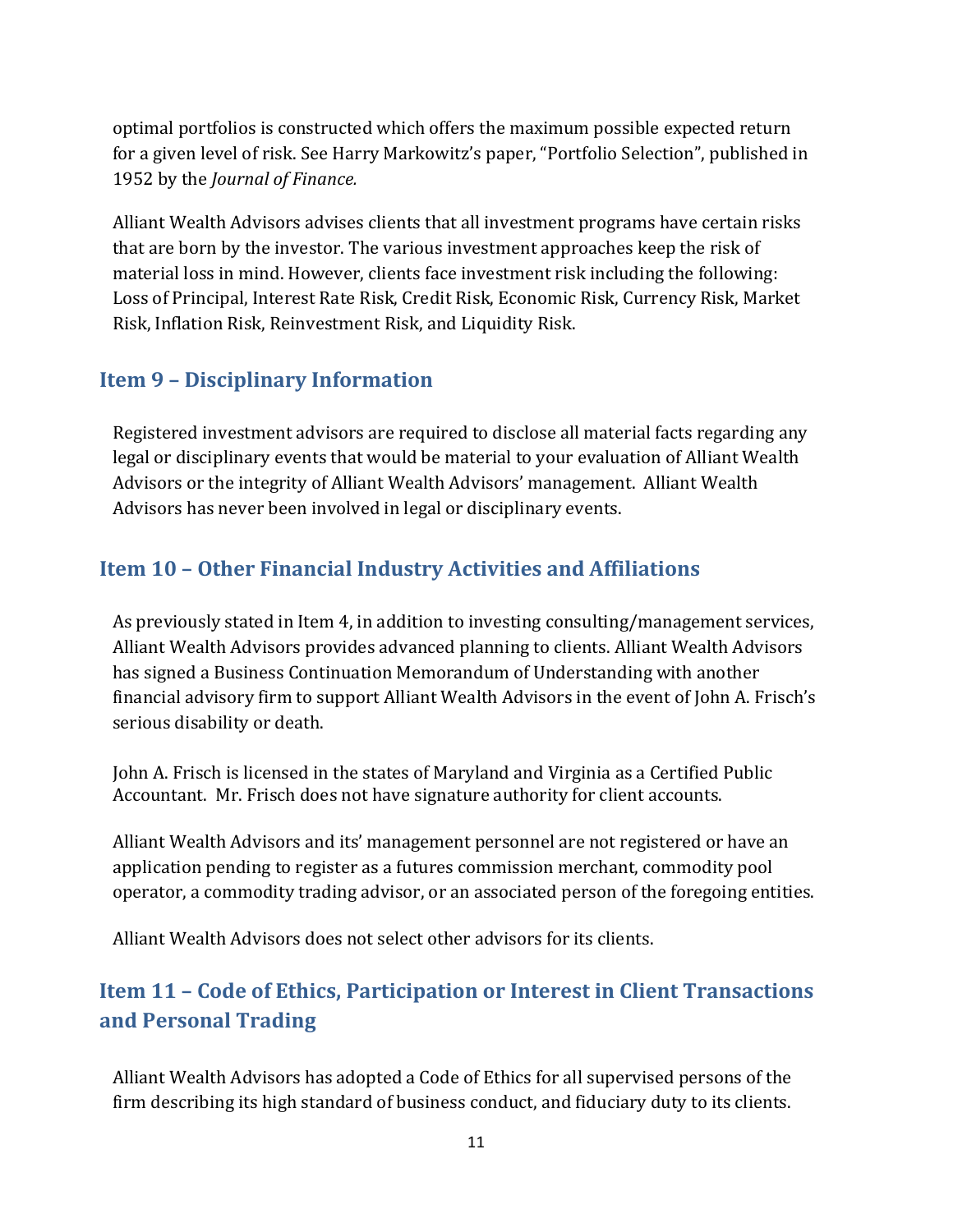optimal portfolios is constructed which offers the maximum possible expected return for a given level of risk. See Harry Markowitz's paper, "Portfolio Selection", published in 1952 by the *Journal of Finance.*

Alliant Wealth Advisors advises clients that all investment programs have certain risks that are born by the investor. The various investment approaches keep the risk of material loss in mind. However, clients face investment risk including the following: Loss of Principal, Interest Rate Risk, Credit Risk, Economic Risk, Currency Risk, Market Risk, Inflation Risk, Reinvestment Risk, and Liquidity Risk.

## Item 9 – Disciplinary Information

Registered investment advisors are required to disclose all material facts regarding any legal or disciplinary events that would be material to your evaluation of Alliant Wealth Advisors or the integrity of Alliant Wealth Advisors' management. Alliant Wealth Advisors has never been involved in legal or disciplinary events.

## Item 10 – Other Financial Industry Activities and Affiliations

As previously stated in Item 4, in addition to investing consulting/management services, Alliant Wealth Advisors provides advanced planning to clients. Alliant Wealth Advisors has signed a Business Continuation Memorandum of Understanding with another financial advisory firm to support Alliant Wealth Advisors in the event of John A. Frisch's serious disability or death.

John A. Frisch is licensed in the states of Maryland and Virginia as a Certified Public Accountant. Mr. Frisch does not have signature authority for client accounts.

Alliant Wealth Advisors and its' management personnel are not registered or have an application pending to register as a futures commission merchant, commodity pool operator, a commodity trading advisor, or an associated person of the foregoing entities.

Alliant Wealth Advisors does not select other advisors for its clients.

## Item 11 – Code of Ethics, Participation or Interest in Client Transactions and Personal Trading

Alliant Wealth Advisors has adopted a Code of Ethics for all supervised persons of the firm describing its high standard of business conduct, and fiduciary duty to its clients.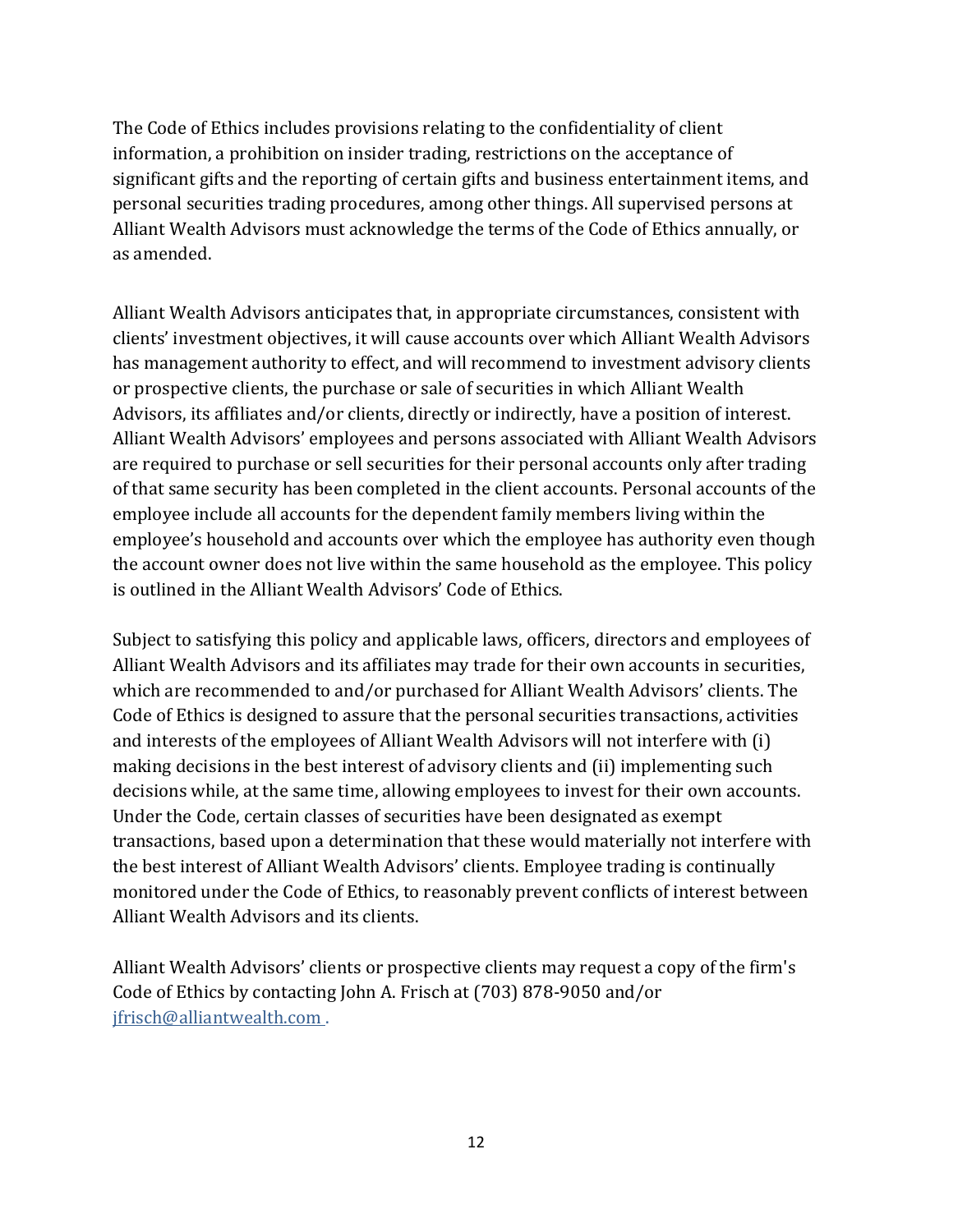The Code of Ethics includes provisions relating to the confidentiality of client information, a prohibition on insider trading, restrictions on the acceptance of significant gifts and the reporting of certain gifts and business entertainment items, and personal securities trading procedures, among other things. All supervised persons at Alliant Wealth Advisors must acknowledge the terms of the Code of Ethics annually, or as amended.

Alliant Wealth Advisors anticipates that, in appropriate circumstances, consistent with clients' investment objectives, it will cause accounts over which Alliant Wealth Advisors has management authority to effect, and will recommend to investment advisory clients or prospective clients, the purchase or sale of securities in which Alliant Wealth Advisors, its affiliates and/or clients, directly or indirectly, have a position of interest. Alliant Wealth Advisors' employees and persons associated with Alliant Wealth Advisors are required to purchase or sell securities for their personal accounts only after trading of that same security has been completed in the client accounts. Personal accounts of the employee include all accounts for the dependent family members living within the employee's household and accounts over which the employee has authority even though the account owner does not live within the same household as the employee. This policy is outlined in the Alliant Wealth Advisors' Code of Ethics.

Subject to satisfying this policy and applicable laws, officers, directors and employees of Alliant Wealth Advisors and its affiliates may trade for their own accounts in securities, which are recommended to and/or purchased for Alliant Wealth Advisors' clients. The Code of Ethics is designed to assure that the personal securities transactions, activities and interests of the employees of Alliant Wealth Advisors will not interfere with (i) making decisions in the best interest of advisory clients and (ii) implementing such decisions while, at the same time, allowing employees to invest for their own accounts. Under the Code, certain classes of securities have been designated as exempt transactions, based upon a determination that these would materially not interfere with the best interest of Alliant Wealth Advisors' clients. Employee trading is continually monitored under the Code of Ethics, to reasonably prevent conflicts of interest between Alliant Wealth Advisors and its clients.

Alliant Wealth Advisors' clients or prospective clients may request a copy of the firm's Code of Ethics by contacting John A. Frisch at (703) 878-9050 and/or jfrisch@alliantwealth.com .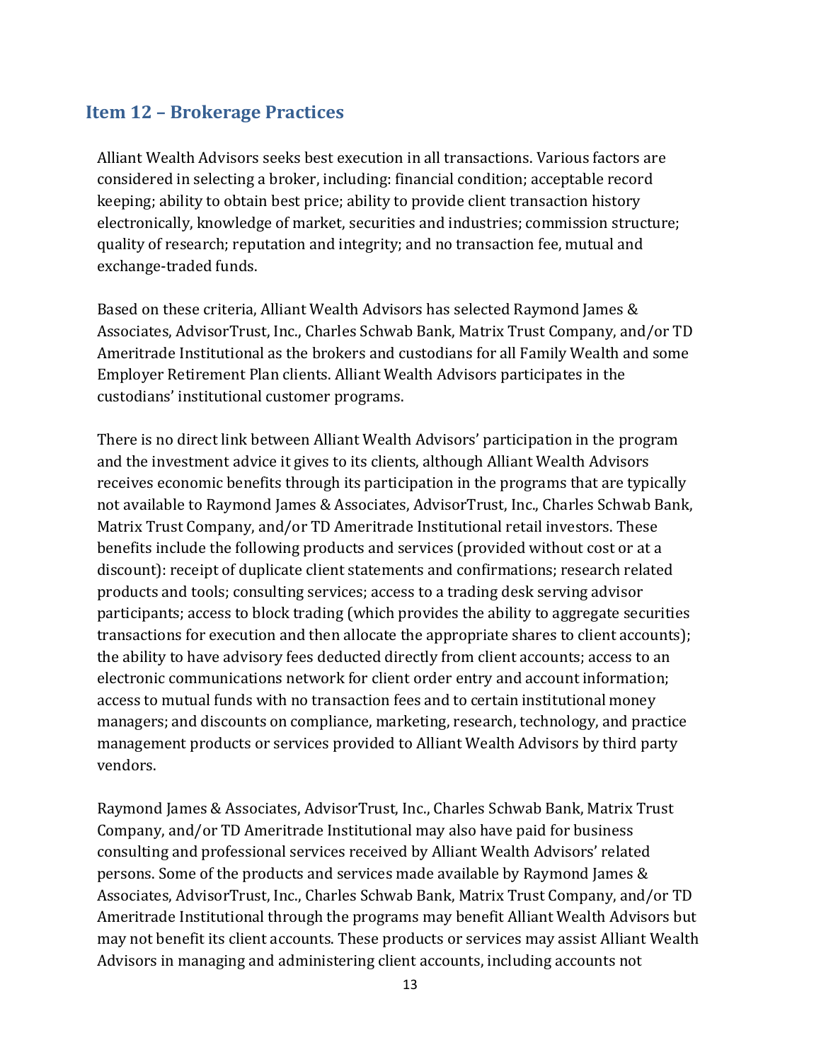## Item 12 – Brokerage Practices

Alliant Wealth Advisors seeks best execution in all transactions. Various factors are considered in selecting a broker, including: financial condition; acceptable record keeping; ability to obtain best price; ability to provide client transaction history electronically, knowledge of market, securities and industries; commission structure; quality of research; reputation and integrity; and no transaction fee, mutual and exchange-traded funds.

Based on these criteria, Alliant Wealth Advisors has selected Raymond James & Associates, AdvisorTrust, Inc., Charles Schwab Bank, Matrix Trust Company, and/or TD Ameritrade Institutional as the brokers and custodians for all Family Wealth and some Employer Retirement Plan clients. Alliant Wealth Advisors participates in the custodians' institutional customer programs.

There is no direct link between Alliant Wealth Advisors' participation in the program and the investment advice it gives to its clients, although Alliant Wealth Advisors receives economic benefits through its participation in the programs that are typically not available to Raymond James & Associates, AdvisorTrust, Inc., Charles Schwab Bank, Matrix Trust Company, and/or TD Ameritrade Institutional retail investors. These benefits include the following products and services (provided without cost or at a discount): receipt of duplicate client statements and confirmations; research related products and tools; consulting services; access to a trading desk serving advisor participants; access to block trading (which provides the ability to aggregate securities transactions for execution and then allocate the appropriate shares to client accounts); the ability to have advisory fees deducted directly from client accounts; access to an electronic communications network for client order entry and account information; access to mutual funds with no transaction fees and to certain institutional money managers; and discounts on compliance, marketing, research, technology, and practice management products or services provided to Alliant Wealth Advisors by third party vendors.

Raymond James & Associates, AdvisorTrust, Inc., Charles Schwab Bank, Matrix Trust Company, and/or TD Ameritrade Institutional may also have paid for business consulting and professional services received by Alliant Wealth Advisors' related persons. Some of the products and services made available by Raymond James & Associates, AdvisorTrust, Inc., Charles Schwab Bank, Matrix Trust Company, and/or TD Ameritrade Institutional through the programs may benefit Alliant Wealth Advisors but may not benefit its client accounts. These products or services may assist Alliant Wealth Advisors in managing and administering client accounts, including accounts not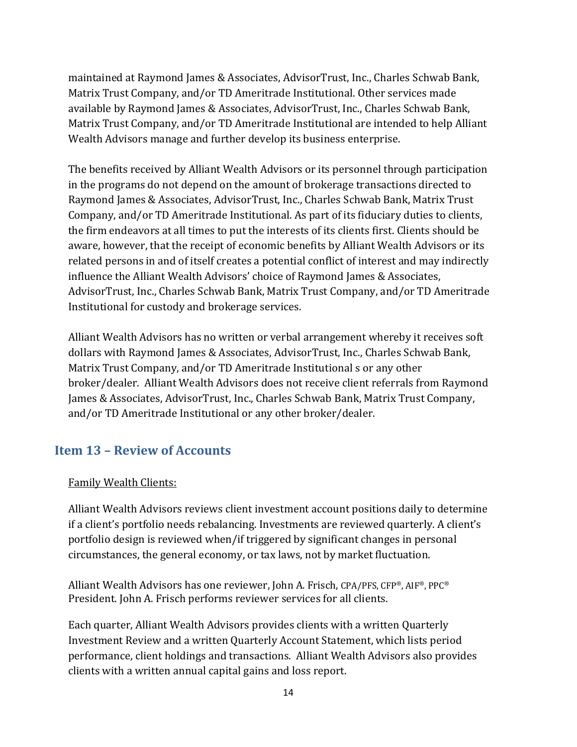maintained at Raymond James & Associates, AdvisorTrust, Inc., Charles Schwab Bank, Matrix Trust Company, and/or TD Ameritrade Institutional. Other services made available by Raymond James & Associates, AdvisorTrust, Inc., Charles Schwab Bank, Matrix Trust Company, and/or TD Ameritrade Institutional are intended to help Alliant Wealth Advisors manage and further develop its business enterprise.

The benefits received by Alliant Wealth Advisors or its personnel through participation in the programs do not depend on the amount of brokerage transactions directed to Raymond James & Associates, AdvisorTrust, Inc., Charles Schwab Bank, Matrix Trust Company, and/or TD Ameritrade Institutional. As part of its fiduciary duties to clients, the firm endeavors at all times to put the interests of its clients first. Clients should be aware, however, that the receipt of economic benefits by Alliant Wealth Advisors or its related persons in and of itself creates a potential conflict of interest and may indirectly influence the Alliant Wealth Advisors' choice of Raymond James & Associates, AdvisorTrust, Inc., Charles Schwab Bank, Matrix Trust Company, and/or TD Ameritrade Institutional for custody and brokerage services.

Alliant Wealth Advisors has no written or verbal arrangement whereby it receives soft dollars with Raymond James & Associates, AdvisorTrust, Inc., Charles Schwab Bank, Matrix Trust Company, and/or TD Ameritrade Institutional s or any other broker/dealer. Alliant Wealth Advisors does not receive client referrals from Raymond James & Associates, AdvisorTrust, Inc., Charles Schwab Bank, Matrix Trust Company, and/or TD Ameritrade Institutional or any other broker/dealer.

## Item 13 – Review of Accounts

Family Wealth Clients:

Alliant Wealth Advisors reviews client investment account positions daily to determine if a client's portfolio needs rebalancing. Investments are reviewed quarterly. A client's portfolio design is reviewed when/if triggered by significant changes in personal circumstances, the general economy, or tax laws, not by market fluctuation.

Alliant Wealth Advisors has one reviewer, John A. Frisch, CPA/PFS, CFP®, AIF®, PPC® President. John A. Frisch performs reviewer services for all clients.

Each quarter, Alliant Wealth Advisors provides clients with a written Quarterly Investment Review and a written Quarterly Account Statement, which lists period performance, client holdings and transactions. Alliant Wealth Advisors also provides clients with a written annual capital gains and loss report.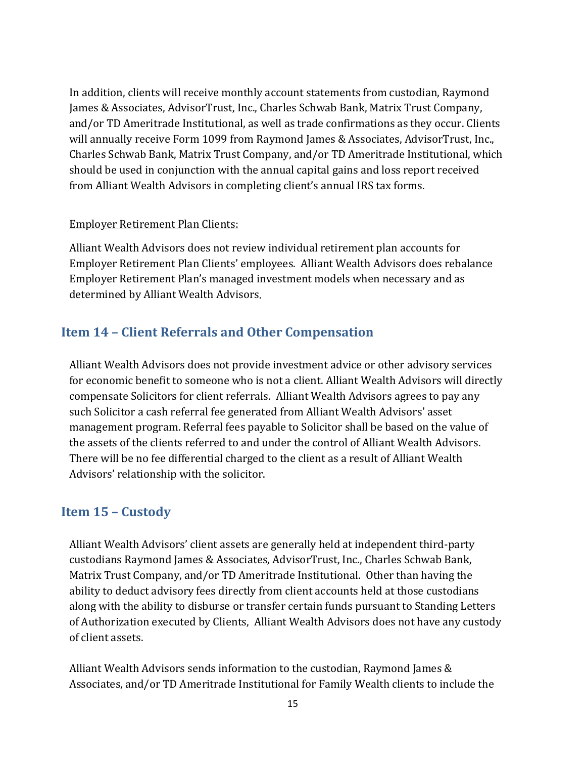In addition, clients will receive monthly account statements from custodian, Raymond James & Associates, AdvisorTrust, Inc., Charles Schwab Bank, Matrix Trust Company, and/or TD Ameritrade Institutional, as well as trade confirmations as they occur. Clients will annually receive Form 1099 from Raymond James & Associates, AdvisorTrust, Inc., Charles Schwab Bank, Matrix Trust Company, and/or TD Ameritrade Institutional, which should be used in conjunction with the annual capital gains and loss report received from Alliant Wealth Advisors in completing client's annual IRS tax forms.

<u>Employer Retirement Plan Clients:</u>

Alliant Wealth Advisors does not review individual retirement plan accounts for Employer Retirement Plan Clients' employees. Alliant Wealth Advisors does rebalance Employer Retirement Plan's managed investment models when necessary and as determined by Alliant Wealth Advisors.

## Item 14 – Client Referrals and Other Compensation

Alliant Wealth Advisors does not provide investment advice or other advisory services for economic benefit to someone who is not a client. Alliant Wealth Advisors will directly compensate Solicitors for client referrals. Alliant Wealth Advisors agrees to pay any such Solicitor a cash referral fee generated from Alliant Wealth Advisors' asset management program. Referral fees payable to Solicitor shall be based on the value of the assets of the clients referred to and under the control of Alliant Wealth Advisors. There will be no fee differential charged to the client as a result of Alliant Wealth Advisors' relationship with the solicitor.

## Item 15 – Custody

Alliant Wealth Advisors' client assets are generally held at independent third-party custodians Raymond James & Associates, AdvisorTrust, Inc., Charles Schwab Bank, Matrix Trust Company, and/or TD Ameritrade Institutional. Other than having the ability to deduct advisory fees directly from client accounts held at those custodians along with the ability to disburse or transfer certain funds pursuant to Standing Letters of Authorization executed by Clients, Alliant Wealth Advisors does not have any custody of client assets.

Alliant Wealth Advisors sends information to the custodian, Raymond James & Associates, and/or TD Ameritrade Institutional for Family Wealth clients to include the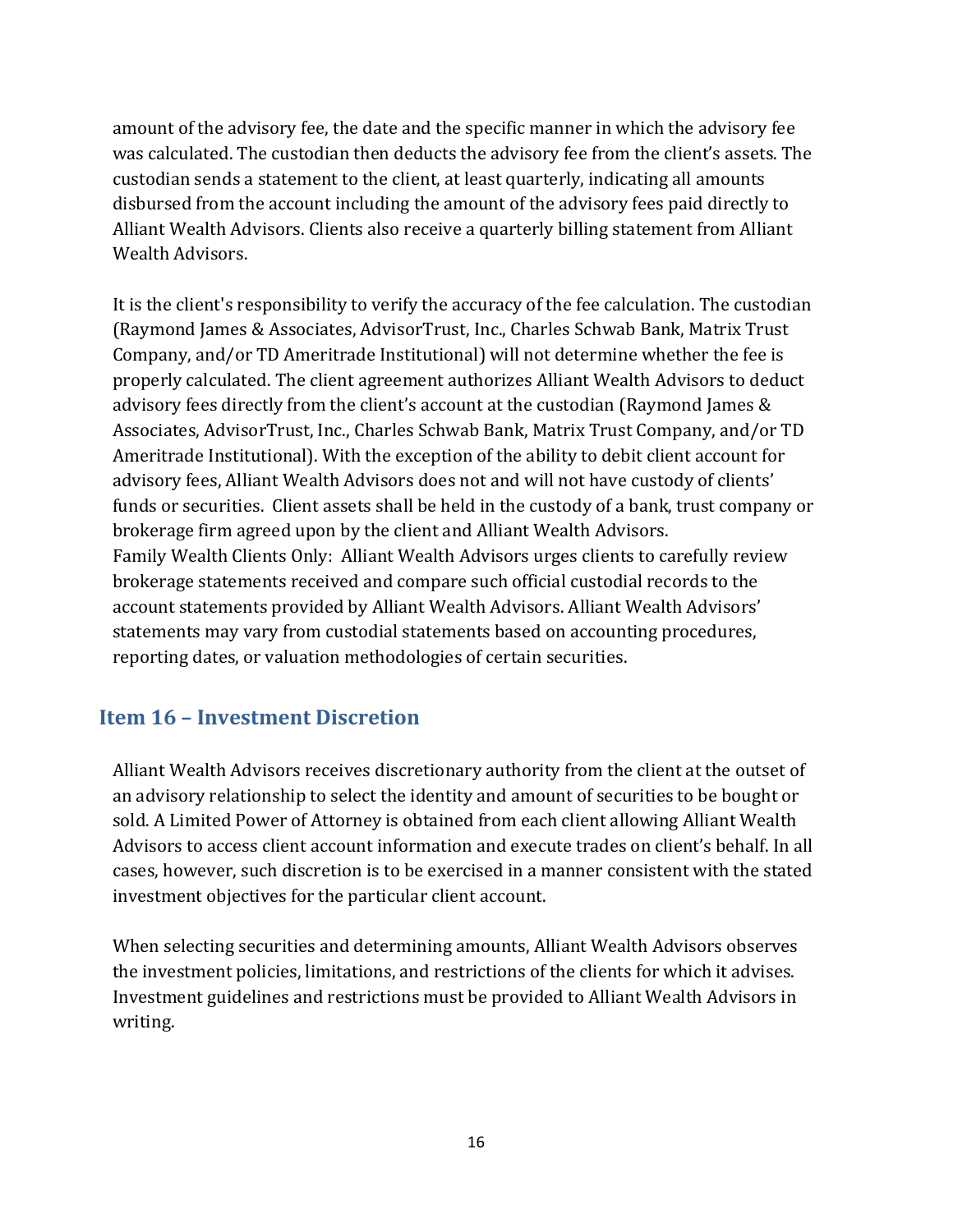amount of the advisory fee, the date and the specific manner in which the advisory fee was calculated. The custodian then deducts the advisory fee from the client's assets. The custodian sends a statement to the client, at least quarterly, indicating all amounts disbursed from the account including the amount of the advisory fees paid directly to Alliant Wealth Advisors. Clients also receive a quarterly billing statement from Alliant Wealth Advisors.

It is the client's responsibility to verify the accuracy of the fee calculation. The custodian (Raymond James & Associates, AdvisorTrust, Inc., Charles Schwab Bank, Matrix Trust Company, and/or TD Ameritrade Institutional) will not determine whether the fee is properly calculated. The client agreement authorizes Alliant Wealth Advisors to deduct advisory fees directly from the client's account at the custodian (Raymond James & Associates, AdvisorTrust, Inc., Charles Schwab Bank, Matrix Trust Company, and/or TD Ameritrade Institutional). With the exception of the ability to debit client account for advisory fees, Alliant Wealth Advisors does not and will not have custody of clients' funds or securities. Client assets shall be held in the custody of a bank, trust company or brokerage firm agreed upon by the client and Alliant Wealth Advisors.
Family Wealth Clients Only: Alliant Wealth Advisors urges clients to carefully review brokerage statements received and compare such official custodial records to the account statements provided by Alliant Wealth Advisors. Alliant Wealth Advisors' statements may vary from custodial statements based on accounting procedures, reporting dates, or valuation methodologies of certain securities.

## Item 16 – Investment Discretion

Alliant Wealth Advisors receives discretionary authority from the client at the outset of an advisory relationship to select the identity and amount of securities to be bought or sold. A Limited Power of Attorney is obtained from each client allowing Alliant Wealth Advisors to access client account information and execute trades on client's behalf. In all cases, however, such discretion is to be exercised in a manner consistent with the stated investment objectives for the particular client account.

When selecting securities and determining amounts, Alliant Wealth Advisors observes the investment policies, limitations, and restrictions of the clients for which it advises. Investment guidelines and restrictions must be provided to Alliant Wealth Advisors in writing.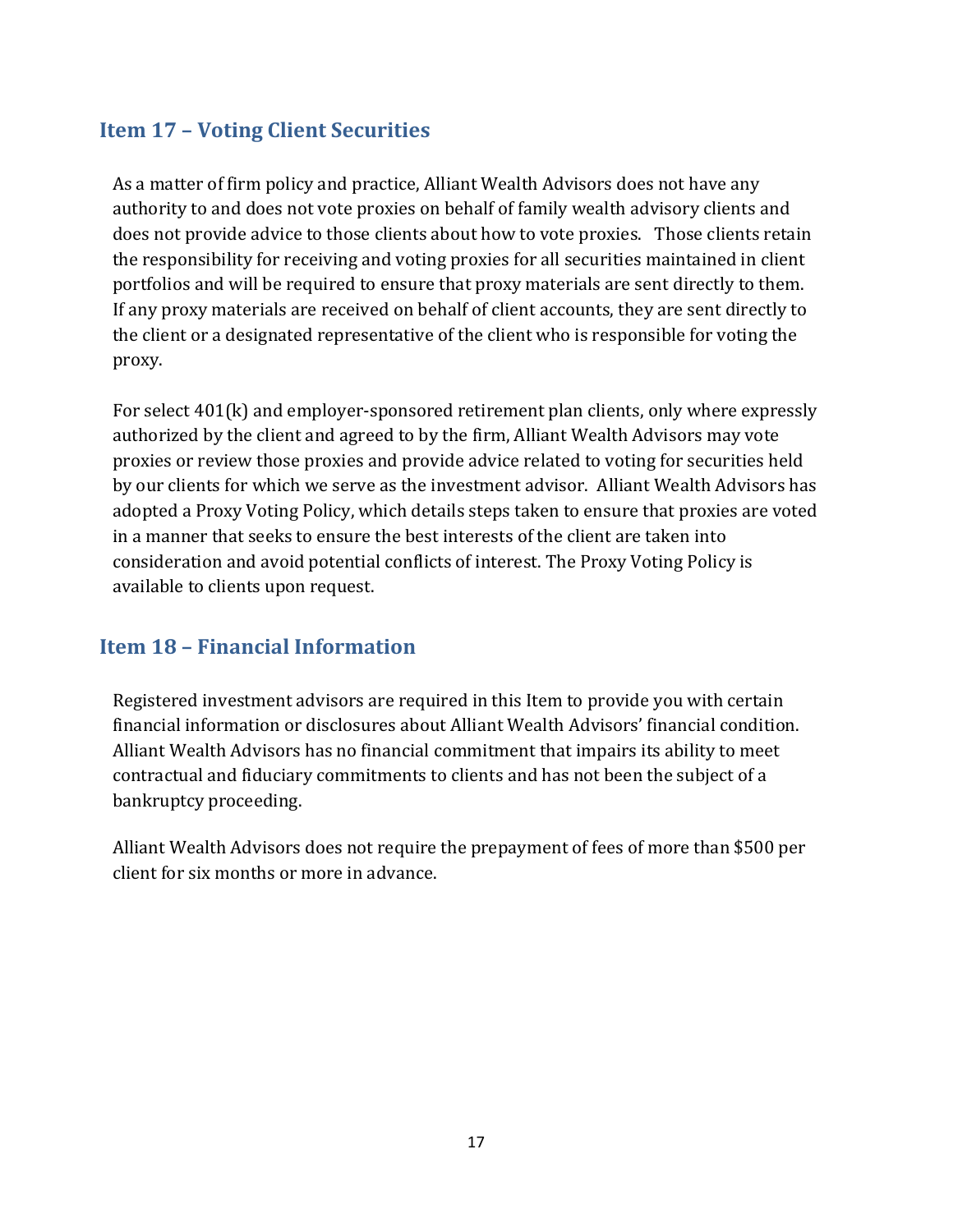## Item 17 – Voting Client Securities

As a matter of firm policy and practice, Alliant Wealth Advisors does not have any authority to and does not vote proxies on behalf of family wealth advisory clients and does not provide advice to those clients about how to vote proxies. Those clients retain the responsibility for receiving and voting proxies for all securities maintained in client portfolios and will be required to ensure that proxy materials are sent directly to them. If any proxy materials are received on behalf of client accounts, they are sent directly to the client or a designated representative of the client who is responsible for voting the proxy.

For select 401(k) and employer-sponsored retirement plan clients, only where expressly authorized by the client and agreed to by the firm, Alliant Wealth Advisors may vote proxies or review those proxies and provide advice related to voting for securities held by our clients for which we serve as the investment advisor. Alliant Wealth Advisors has adopted a Proxy Voting Policy, which details steps taken to ensure that proxies are voted in a manner that seeks to ensure the best interests of the client are taken into consideration and avoid potential conflicts of interest. The Proxy Voting Policy is available to clients upon request.

## Item 18 – Financial Information

Registered investment advisors are required in this Item to provide you with certain financial information or disclosures about Alliant Wealth Advisors' financial condition. Alliant Wealth Advisors has no financial commitment that impairs its ability to meet contractual and fiduciary commitments to clients and has not been the subject of a bankruptcy proceeding.

Alliant Wealth Advisors does not require the prepayment of fees of more than $500 per client for six months or more in advance.